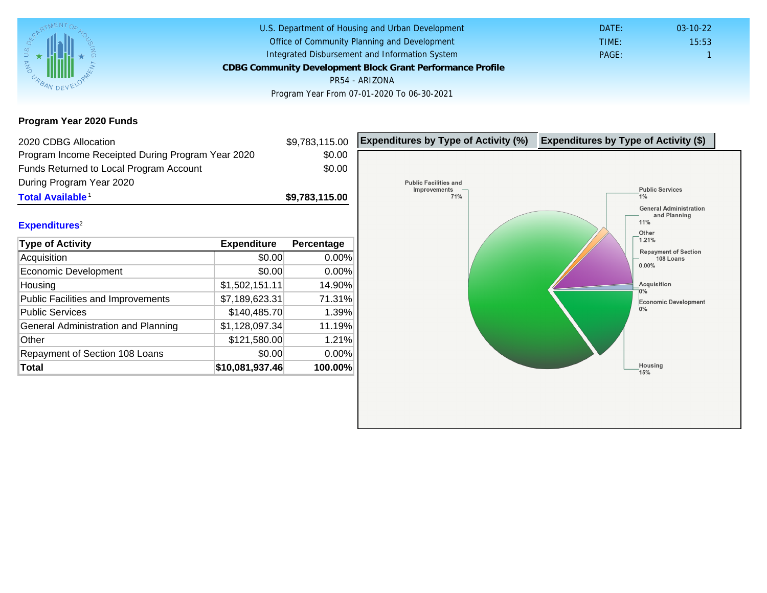U.S. Department of Housing and Urban Development
Office of Community Planning and Development
Integrated Disbursement and Information System

# CDBG Community Development Block Grant Performance Profile

PR54 - ARIZONA

Program Year From 07-01-2020 To 06-30-2021

DATE: 03-10-22
TIME: 15:53
PAGE: 1

## Program Year 2020 Funds

| | |
|---|---|
| 2020 CDBG Allocation | $9,783,115.00 |
| Program Income Receipted During Program Year 2020 | $0.00 |
| Funds Returned to Local Program Account During Program Year 2020 | $0.00 |
| **Total Available** [1] | **$9,783,115.00** |

## Expenditures[2]

| Type of Activity | Expenditure | Percentage |
|---|---|---|
| Acquisition | $0.00 | 0.00% |
| Economic Development | $0.00 | 0.00% |
| Housing | $1,502,151.11 | 14.90% |
| Public Facilities and Improvements | $7,189,623.31 | 71.31% |
| Public Services | $140,485.70 | 1.39% |
| General Administration and Planning | $1,128,097.34 | 11.19% |
| Other | $121,580.00 | 1.21% |
| Repayment of Section 108 Loans | $0.00 | 0.00% |
| **Total** | **$10,081,937.46** | **100.00%** |

**Expenditures by Type of Activity (%)** | **Expenditures by Type of Activity ($)**

Public Facilities and Improvements 71%
Public Services 1%
General Administration and Planning 11%
Other 1.21%
Repayment of Section 108 Loans 0.00%
Acquisition 0%
Economic Development 0%
Housing 15%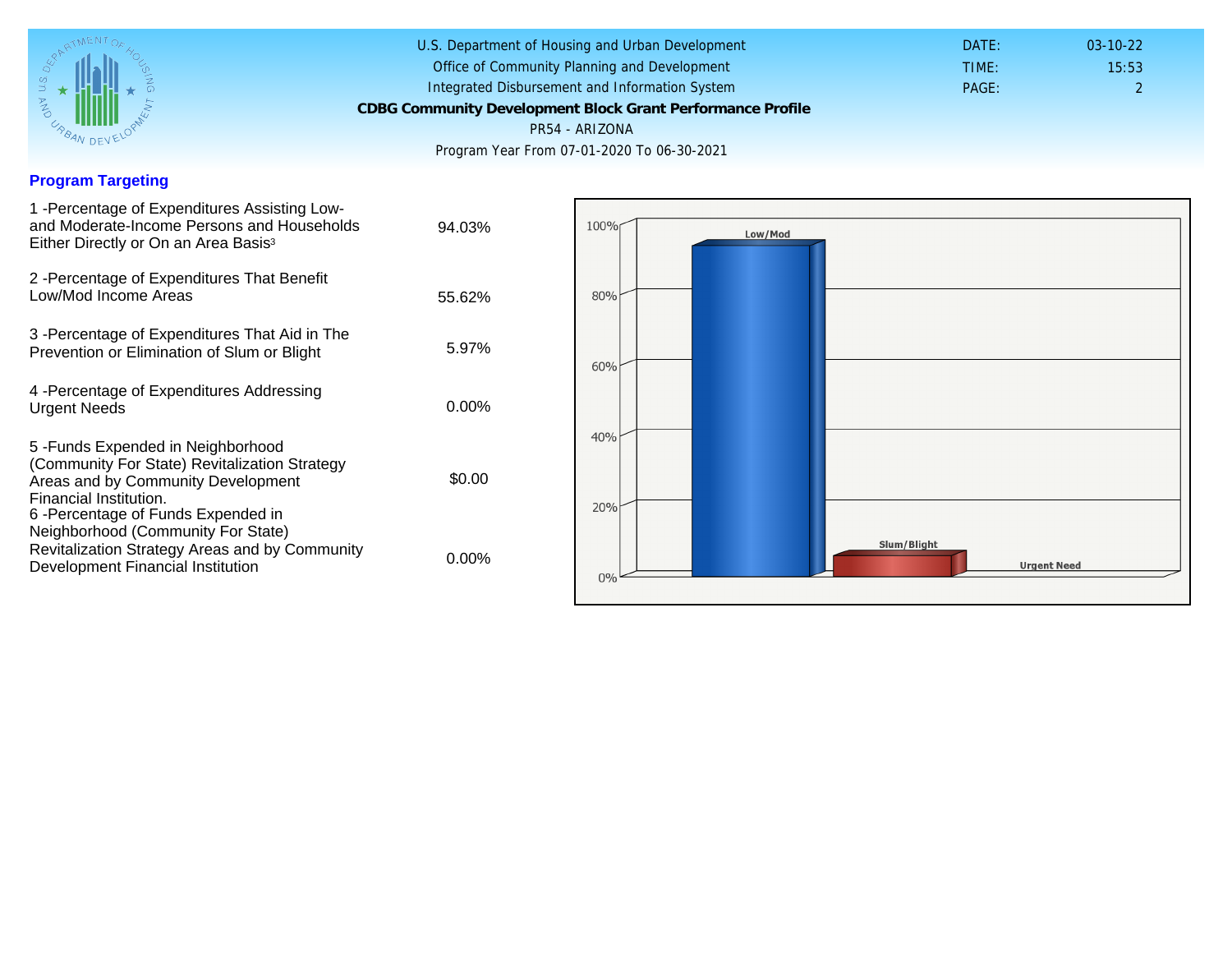## Program Targeting

| | |
|---|---|
| 1 -Percentage of Expenditures Assisting Low- and Moderate-Income Persons and Households Either Directly or On an Area Basis[3] | 94.03% |
| 2 -Percentage of Expenditures That Benefit Low/Mod Income Areas | 55.62% |
| 3 -Percentage of Expenditures That Aid in The Prevention or Elimination of Slum or Blight | 5.97% |
| 4 -Percentage of Expenditures Addressing Urgent Needs | 0.00% |
| 5 -Funds Expended in Neighborhood (Community For State) Revitalization Strategy Areas and by Community Development Financial Institution. | $0.00 |
| 6 -Percentage of Funds Expended in Neighborhood (Community For State) Revitalization Strategy Areas and by Community Development Financial Institution | 0.00% |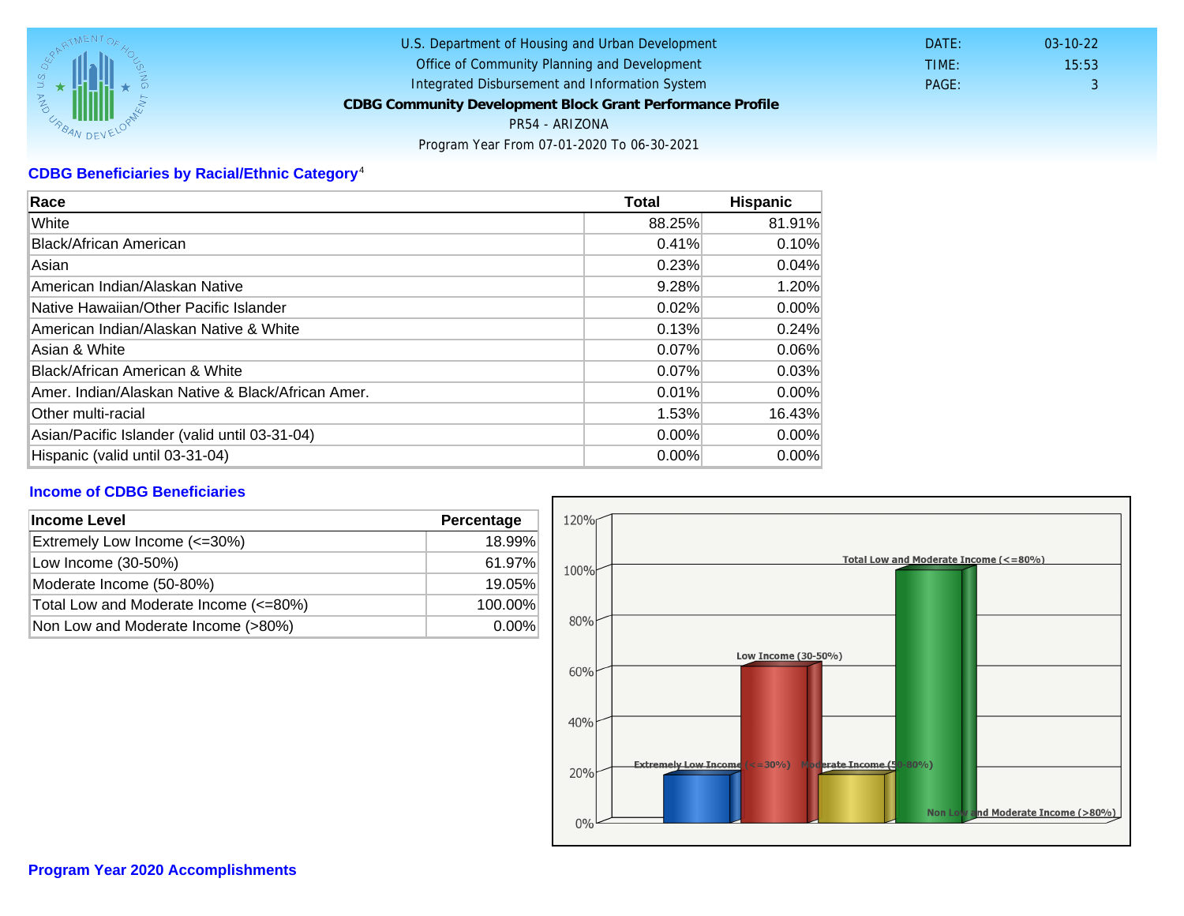U.S. Department of Housing and Urban Development
Office of Community Planning and Development
Integrated Disbursement and Information System
**CDBG Community Development Block Grant Performance Profile**
PR54 - ARIZONA
Program Year From 07-01-2020 To 06-30-2021

DATE: 03-10-22
TIME: 15:53
PAGE: 3

## CDBG Beneficiaries by Racial/Ethnic Category[4]

| Race | Total | Hispanic |
|---|---|---|
| White | 88.25% | 81.91% |
| Black/African American | 0.41% | 0.10% |
| Asian | 0.23% | 0.04% |
| American Indian/Alaskan Native | 9.28% | 1.20% |
| Native Hawaiian/Other Pacific Islander | 0.02% | 0.00% |
| American Indian/Alaskan Native & White | 0.13% | 0.24% |
| Asian & White | 0.07% | 0.06% |
| Black/African American & White | 0.07% | 0.03% |
| Amer. Indian/Alaskan Native & Black/African Amer. | 0.01% | 0.00% |
| Other multi-racial | 1.53% | 16.43% |
| Asian/Pacific Islander (valid until 03-31-04) | 0.00% | 0.00% |
| Hispanic (valid until 03-31-04) | 0.00% | 0.00% |

## Income of CDBG Beneficiaries

| Income Level | Percentage |
|---|---|
| Extremely Low Income (<=30%) | 18.99% |
| Low Income (30-50%) | 61.97% |
| Moderate Income (50-80%) | 19.05% |
| Total Low and Moderate Income (<=80%) | 100.00% |
| Non Low and Moderate Income (>80%) | 0.00% |

## Program Year 2020 Accomplishments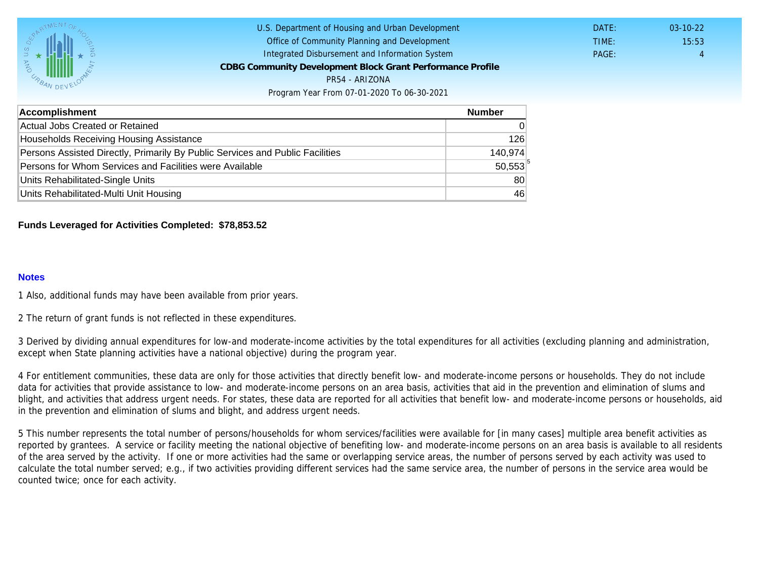U.S. Department of Housing and Urban Development
Office of Community Planning and Development
Integrated Disbursement and Information System

**CDBG Community Development Block Grant Performance Profile**

PR54 - ARIZONA

Program Year From 07-01-2020 To 06-30-2021

DATE: 03-10-22
TIME: 15:53

| Accomplishment | Number |
|---|---|
| Actual Jobs Created or Retained | 0 |
| Households Receiving Housing Assistance | 126 |
| Persons Assisted Directly, Primarily By Public Services and Public Facilities | 140,974 |
| Persons for Whom Services and Facilities were Available | 50,553 [5] |
| Units Rehabilitated-Single Units | 80 |
| Units Rehabilitated-Multi Unit Housing | 46 |

**Funds Leveraged for Activities Completed: $78,853.52**

## Notes

1 Also, additional funds may have been available from prior years.

2 The return of grant funds is not reflected in these expenditures.

3 Derived by dividing annual expenditures for low-and moderate-income activities by the total expenditures for all activities (excluding planning and administration, except when State planning activities have a national objective) during the program year.

4 For entitlement communities, these data are only for those activities that directly benefit low- and moderate-income persons or households. They do not include data for activities that provide assistance to low- and moderate-income persons on an area basis, activities that aid in the prevention and elimination of slums and blight, and activities that address urgent needs. For states, these data are reported for all activities that benefit low- and moderate-income persons or households, aid in the prevention and elimination of slums and blight, and address urgent needs.

5 This number represents the total number of persons/households for whom services/facilities were available for [in many cases] multiple area benefit activities as reported by grantees. A service or facility meeting the national objective of benefiting low- and moderate-income persons on an area basis is available to all residents of the area served by the activity. If one or more activities had the same or overlapping service areas, the number of persons served by each activity was used to calculate the total number served; e.g., if two activities providing different services had the same service area, the number of persons in the service area would be counted twice; once for each activity.